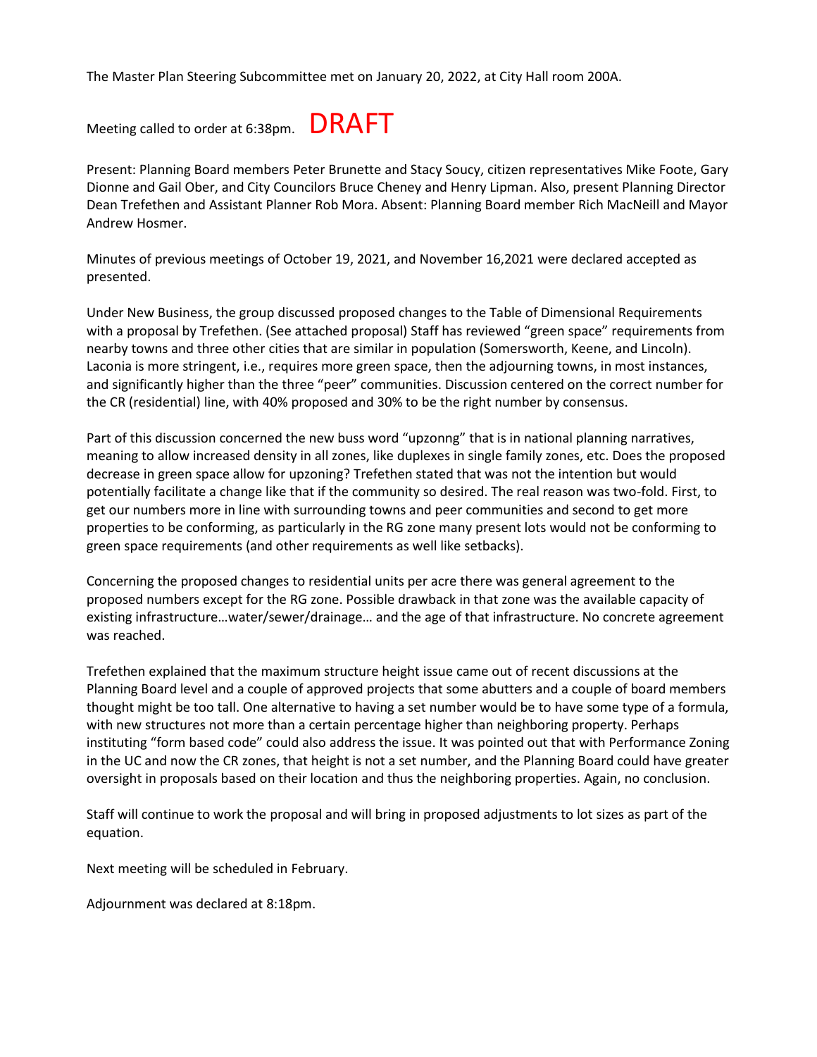The Master Plan Steering Subcommittee met on January 20, 2022, at City Hall room 200A.

Meeting called to order at 6:38pm. DRAFT

Present: Planning Board members Peter Brunette and Stacy Soucy, citizen representatives Mike Foote, Gary Dionne and Gail Ober, and City Councilors Bruce Cheney and Henry Lipman. Also, present Planning Director Dean Trefethen and Assistant Planner Rob Mora. Absent: Planning Board member Rich MacNeill and Mayor Andrew Hosmer.

Minutes of previous meetings of October 19, 2021, and November 16,2021 were declared accepted as presented.

Under New Business, the group discussed proposed changes to the Table of Dimensional Requirements with a proposal by Trefethen. (See attached proposal) Staff has reviewed "green space" requirements from nearby towns and three other cities that are similar in population (Somersworth, Keene, and Lincoln). Laconia is more stringent, i.e., requires more green space, then the adjourning towns, in most instances, and significantly higher than the three "peer" communities. Discussion centered on the correct number for the CR (residential) line, with 40% proposed and 30% to be the right number by consensus.

Part of this discussion concerned the new buss word "upzonng" that is in national planning narratives, meaning to allow increased density in all zones, like duplexes in single family zones, etc. Does the proposed decrease in green space allow for upzoning? Trefethen stated that was not the intention but would potentially facilitate a change like that if the community so desired. The real reason was two-fold. First, to get our numbers more in line with surrounding towns and peer communities and second to get more properties to be conforming, as particularly in the RG zone many present lots would not be conforming to green space requirements (and other requirements as well like setbacks).

Concerning the proposed changes to residential units per acre there was general agreement to the proposed numbers except for the RG zone. Possible drawback in that zone was the available capacity of existing infrastructure…water/sewer/drainage… and the age of that infrastructure. No concrete agreement was reached.

Trefethen explained that the maximum structure height issue came out of recent discussions at the Planning Board level and a couple of approved projects that some abutters and a couple of board members thought might be too tall. One alternative to having a set number would be to have some type of a formula, with new structures not more than a certain percentage higher than neighboring property. Perhaps instituting "form based code" could also address the issue. It was pointed out that with Performance Zoning in the UC and now the CR zones, that height is not a set number, and the Planning Board could have greater oversight in proposals based on their location and thus the neighboring properties. Again, no conclusion.

Staff will continue to work the proposal and will bring in proposed adjustments to lot sizes as part of the equation.

Next meeting will be scheduled in February.

Adjournment was declared at 8:18pm.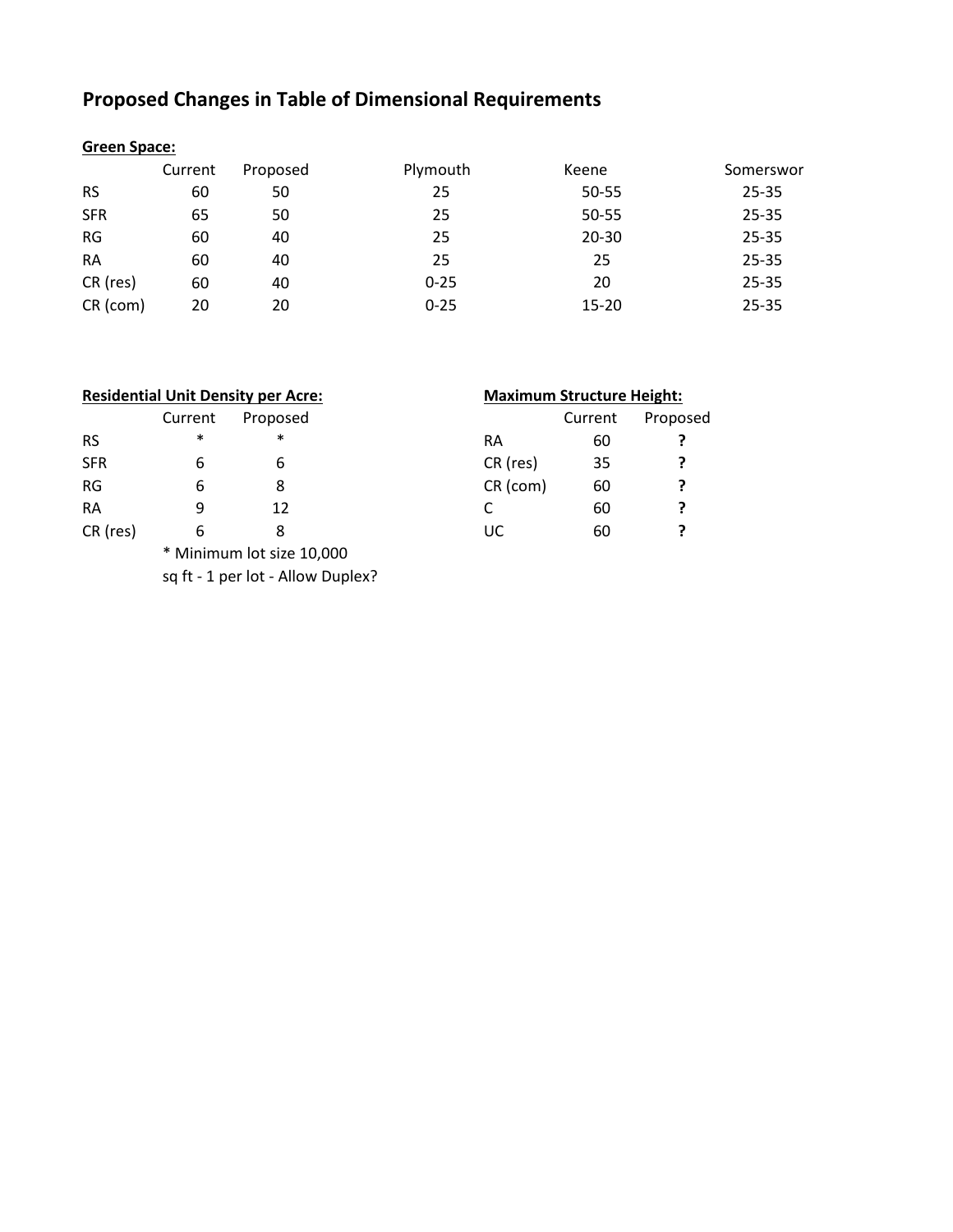# Proposed Changes in Table of Dimensional Requirements

**Green Space:**

| | Current | Proposed | Plymouth | Keene | Somerswor |
|---|---|---|---|---|---|
| RS | 60 | 50 | 25 | 50-55 | 25-35 |
| SFR | 65 | 50 | 25 | 50-55 | 25-35 |
| RG | 60 | 40 | 25 | 20-30 | 25-35 |
| RA | 60 | 40 | 25 | 25 | 25-35 |
| CR (res) | 60 | 40 | 0-25 | 20 | 25-35 |
| CR (com) | 20 | 20 | 0-25 | 15-20 | 25-35 |

**Residential Unit Density per Acre:**

| | Current | Proposed |
|---|---|---|
| RS | * | * |
| SFR | 6 | 6 |
| RG | 6 | 8 |
| RA | 9 | 12 |
| CR (res) | 6 | 8 |

* Minimum lot size 10,000 sq ft - 1 per lot - Allow Duplex?

**Maximum Structure Height:**

| | Current | Proposed |
|---|---|---|
| RA | 60 | **?** |
| CR (res) | 35 | **?** |
| CR (com) | 60 | **?** |
| C | 60 | **?** |
| UC | 60 | **?** |